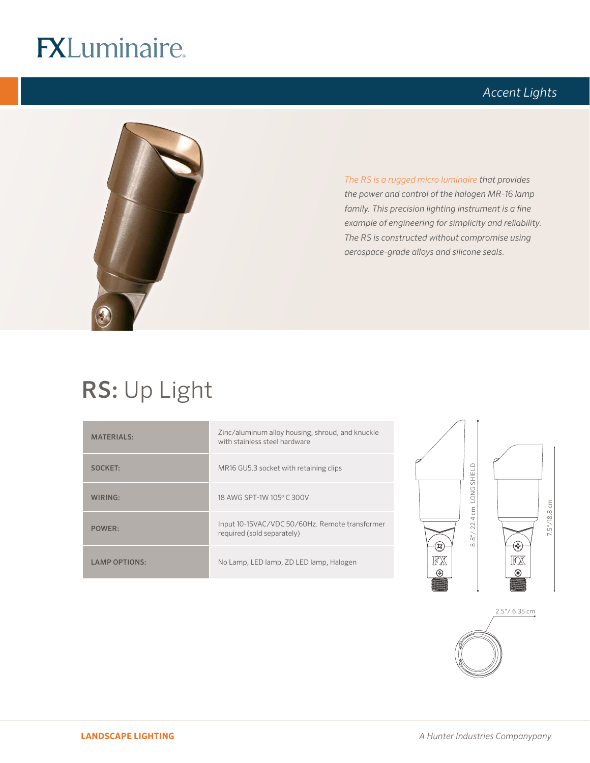FXLuminaire

*Accent Lights*

*The RS is a rugged micro luminaire that provides the power and control of the halogen MR-16 lamp family. This precision lighting instrument is a fine example of engineering for simplicity and reliability. The RS is constructed without compromise using aerospace-grade alloys and silicone seals.*

# **RS:** Up Light

| | |
|---|---|
| **MATERIALS:** | Zinc/aluminum alloy housing, shroud, and knuckle with stainless steel hardware |
| **SOCKET:** | MR16 GU5.3 socket with retaining clips |
| **WIRING:** | 18 AWG SPT-1W 105° C 300V |
| **POWER:** | Input 10-15VAC/VDC 50/60Hz. Remote transformer required (sold separately) |
| **LAMP OPTIONS:** | No Lamp, LED lamp, ZD LED lamp, Halogen |

8.8"/ 22.4 cm LONG SHIELD

7.5"/18.8 cm

2.5"/ 6.35 cm

**LANDSCAPE LIGHTING**

*A Hunter Industries Companypany*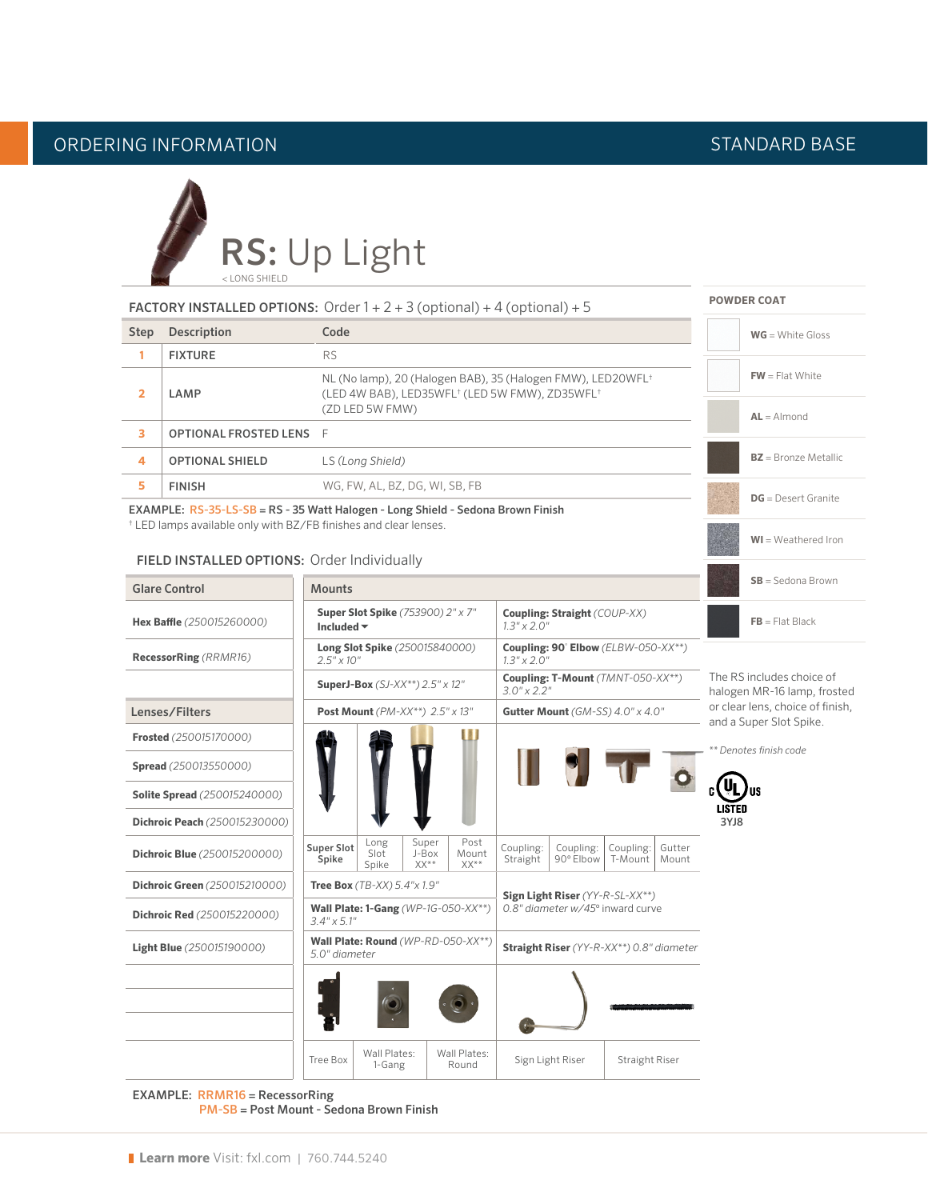## ORDERING INFORMATION — STANDARD BASE

# RS: Up Light

< LONG SHIELD

### FACTORY INSTALLED OPTIONS: Order 1 + 2 + 3 (optional) + 4 (optional) + 5

| Step | Description | Code |
|---|---|---|
| 1 | FIXTURE | RS |
| 2 | LAMP | NL (No lamp), 20 (Halogen BAB), 35 (Halogen FMW), LED20WFL† (LED 4W BAB), LED35WFL† (LED 5W FMW), ZD35WFL† (ZD LED 5W FMW) |
| 3 | OPTIONAL FROSTED LENS | F |
| 4 | OPTIONAL SHIELD | LS *(Long Shield)* |
| 5 | FINISH | WG, FW, AL, BZ, DG, WI, SB, FB |

**EXAMPLE: RS-35-LS-SB = RS - 35 Watt Halogen - Long Shield - Sedona Brown Finish**

† LED lamps available only with BZ/FB finishes and clear lenses.

### POWDER COAT

- **WG** = White Gloss
- **FW** = Flat White
- **AL** = Almond
- **BZ** = Bronze Metallic
- **DG** = Desert Granite
- **WI** = Weathered Iron
- **SB** = Sedona Brown
- **FB** = Flat Black

The RS includes choice of halogen MR-16 lamp, frosted or clear lens, choice of finish, and a Super Slot Spike.

*** Denotes finish code*

c UL us LISTED 3YJ8

### FIELD INSTALLED OPTIONS: Order Individually

**Glare Control**

- **Hex Baffle** *(250015260000)*
- **RecessorRing** *(RRMR16)*

**Lenses/Filters**

- **Frosted** *(250015170000)*
- **Spread** *(250013550000)*
- **Solite Spread** *(250015240000)*
- **Dichroic Peach** *(250015230000)*
- **Dichroic Blue** *(250015200000)*
- **Dichroic Green** *(250015210000)*
- **Dichroic Red** *(250015220000)*
- **Light Blue** *(250015190000)*

**Mounts**

- **Super Slot Spike** *(753900) 2" x 7"* **Included**
- **Long Slot Spike** *(250015840000) 2.5" x 10"*
- **SuperJ-Box** *(SJ-XX**) 2.5" x 12"*
- **Post Mount** *(PM-XX**) 2.5" x 13"*
- **Coupling: Straight** *(COUP-XX) 1.3" x 2.0"*
- **Coupling: 90° Elbow** *(ELBW-050-XX**) 1.3" x 2.0"*
- **Coupling: T-Mount** *(TMNT-050-XX**) 3.0" x 2.2"*
- **Gutter Mount** *(GM-SS) 4.0" x 4.0"*

Super Slot Spike | Long Slot Spike | Super J-Box XX** | Post Mount XX** | Coupling: Straight | Coupling: 90° Elbow | Coupling: T-Mount | Gutter Mount

- **Tree Box** *(TB-XX) 5.4"x 1.9"*
- **Wall Plate: 1-Gang** *(WP-1G-050-XX**) 3.4" x 5.1"*
- **Wall Plate: Round** *(WP-RD-050-XX**) 5.0" diameter*
- **Sign Light Riser** *(YY-R-SL-XX**) 0.8" diameter w/45° inward curve*
- **Straight Riser** *(YY-R-XX**) 0.8" diameter*

Tree Box | Wall Plates: 1-Gang | Wall Plates: Round | Sign Light Riser | Straight Riser

**EXAMPLE: RRMR16 = RecessorRing**
**PM-SB = Post Mount - Sedona Brown Finish**

**Learn more** Visit: fxl.com | 760.744.5240